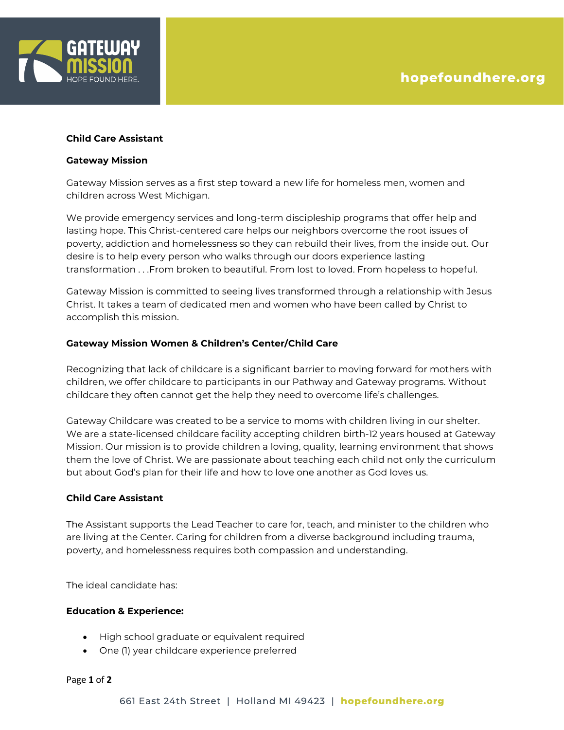**Child Care Assistant**

**Gateway Mission**

Gateway Mission serves as a first step toward a new life for homeless men, women and children across West Michigan.

We provide emergency services and long-term discipleship programs that offer help and lasting hope. This Christ-centered care helps our neighbors overcome the root issues of poverty, addiction and homelessness so they can rebuild their lives, from the inside out. Our desire is to help every person who walks through our doors experience lasting transformation . . .From broken to beautiful. From lost to loved. From hopeless to hopeful.

Gateway Mission is committed to seeing lives transformed through a relationship with Jesus Christ. It takes a team of dedicated men and women who have been called by Christ to accomplish this mission.

**Gateway Mission Women & Children's Center/Child Care**

Recognizing that lack of childcare is a significant barrier to moving forward for mothers with children, we offer childcare to participants in our Pathway and Gateway programs. Without childcare they often cannot get the help they need to overcome life's challenges.

Gateway Childcare was created to be a service to moms with children living in our shelter. We are a state-licensed childcare facility accepting children birth-12 years housed at Gateway Mission. Our mission is to provide children a loving, quality, learning environment that shows them the love of Christ. We are passionate about teaching each child not only the curriculum but about God's plan for their life and how to love one another as God loves us.

**Child Care Assistant**

The Assistant supports the Lead Teacher to care for, teach, and minister to the children who are living at the Center. Caring for children from a diverse background including trauma, poverty, and homelessness requires both compassion and understanding.

The ideal candidate has:

**Education & Experience:**

- High school graduate or equivalent required
- One (1) year childcare experience preferred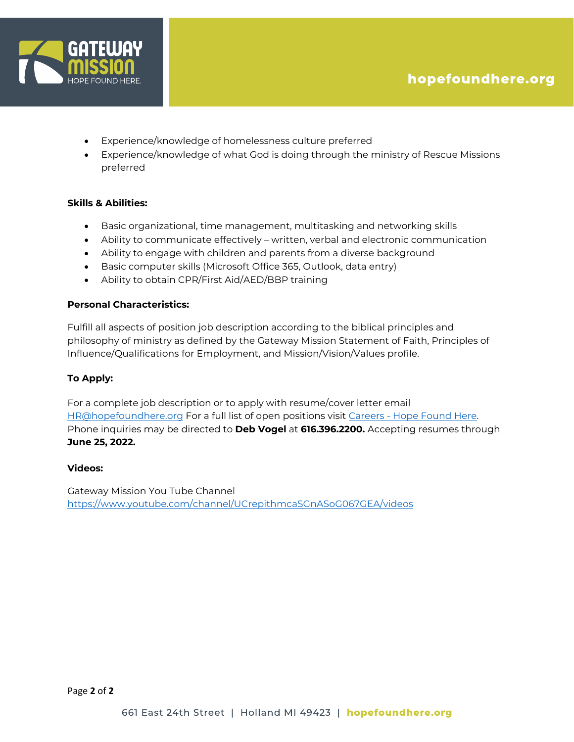- Experience/knowledge of homelessness culture preferred
- Experience/knowledge of what God is doing through the ministry of Rescue Missions preferred

**Skills & Abilities:**

- Basic organizational, time management, multitasking and networking skills
- Ability to communicate effectively – written, verbal and electronic communication
- Ability to engage with children and parents from a diverse background
- Basic computer skills (Microsoft Office 365, Outlook, data entry)
- Ability to obtain CPR/First Aid/AED/BBP training

**Personal Characteristics:**

Fulfill all aspects of position job description according to the biblical principles and philosophy of ministry as defined by the Gateway Mission Statement of Faith, Principles of Influence/Qualifications for Employment, and Mission/Vision/Values profile.

**To Apply:**

For a complete job description or to apply with resume/cover letter email HR@hopefoundhere.org For a full list of open positions visit Careers - Hope Found Here. Phone inquiries may be directed to **Deb Vogel** at **616.396.2200.** Accepting resumes through **June 25, 2022.**

**Videos:**

Gateway Mission You Tube Channel
https://www.youtube.com/channel/UCrepithmcaSGnASoG067GEA/videos